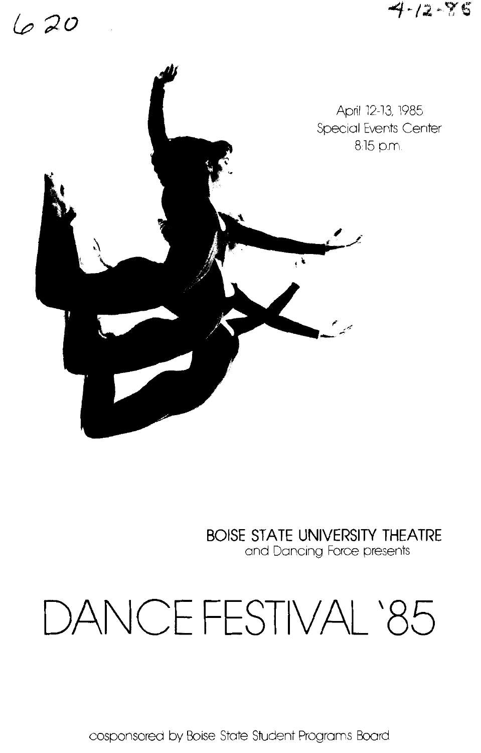620

4-12-85

April 12-13, 1985
Special Events Center
8:15 p.m.

**BOISE STATE UNIVERSITY THEATRE**
and Dancing Force presents

# DANCE FESTIVAL '85

cosponsored by Boise State Student Programs Board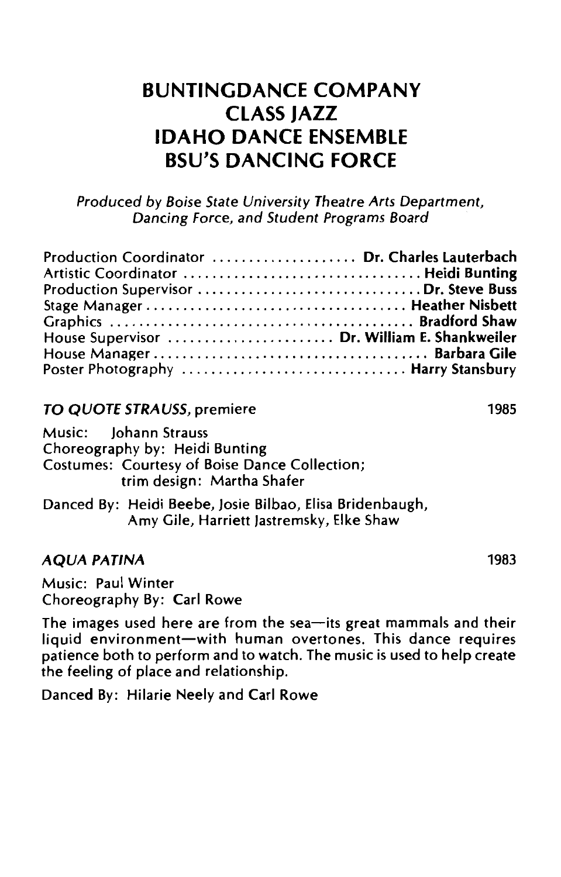# BUNTINGDANCE COMPANY
# CLASS JAZZ
# IDAHO DANCE ENSEMBLE
# BSU'S DANCING FORCE

*Produced by Boise State University Theatre Arts Department, Dancing Force, and Student Programs Board*

Production Coordinator .................... **Dr. Charles Lauterbach**
Artistic Coordinator .............................. **Heidi Bunting**
Production Supervisor ............................ **Dr. Steve Buss**
Stage Manager .................................. **Heather Nisbett**
Graphics ......................................... **Bradford Shaw**
House Supervisor ...................... **Dr. William E. Shankweiler**
House Manager ..................................... **Barbara Gile**
Poster Photography ............................ **Harry Stansbury**

***TO QUOTE STRAUSS***, premiere — **1985**

Music: Johann Strauss
Choreography by: Heidi Bunting
Costumes: Courtesy of Boise Dance Collection; trim design: Martha Shafer

Danced By: Heidi Beebe, Josie Bilbao, Elisa Bridenbaugh, Amy Gile, Harriett Jastremsky, Elke Shaw

***AQUA PATINA*** — **1983**

Music: Paul Winter
Choreography By: Carl Rowe

The images used here are from the sea—its great mammals and their liquid environment—with human overtones. This dance requires patience both to perform and to watch. The music is used to help create the feeling of place and relationship.

Danced By: Hilarie Neely and Carl Rowe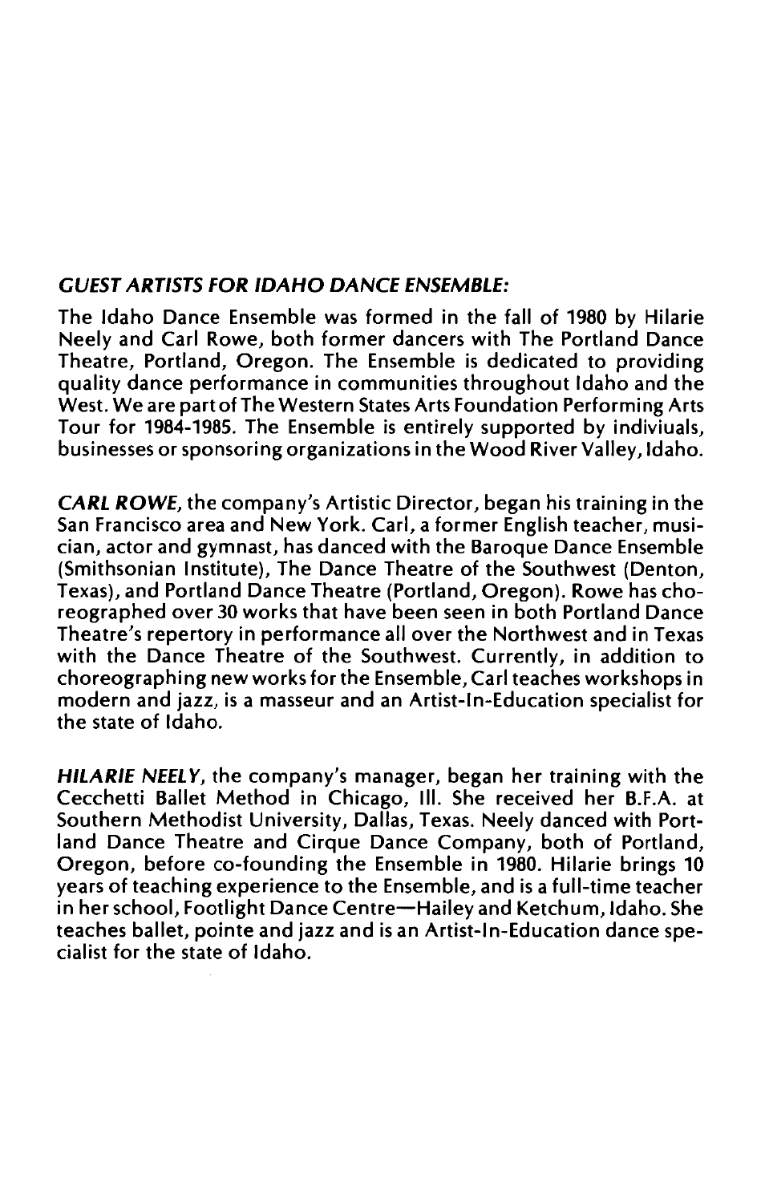***GUEST ARTISTS FOR IDAHO DANCE ENSEMBLE:***

The Idaho Dance Ensemble was formed in the fall of 1980 by Hilarie Neely and Carl Rowe, both former dancers with The Portland Dance Theatre, Portland, Oregon. The Ensemble is dedicated to providing quality dance performance in communities throughout Idaho and the West. We are part of The Western States Arts Foundation Performing Arts Tour for 1984-1985. The Ensemble is entirely supported by indiviuals, businesses or sponsoring organizations in the Wood River Valley, Idaho.

***CARL ROWE***, the company's Artistic Director, began his training in the San Francisco area and New York. Carl, a former English teacher, musician, actor and gymnast, has danced with the Baroque Dance Ensemble (Smithsonian Institute), The Dance Theatre of the Southwest (Denton, Texas), and Portland Dance Theatre (Portland, Oregon). Rowe has choreographed over 30 works that have been seen in both Portland Dance Theatre's repertory in performance all over the Northwest and in Texas with the Dance Theatre of the Southwest. Currently, in addition to choreographing new works for the Ensemble, Carl teaches workshops in modern and jazz, is a masseur and an Artist-In-Education specialist for the state of Idaho.

***HILARIE NEELY***, the company's manager, began her training with the Cecchetti Ballet Method in Chicago, Ill. She received her B.F.A. at Southern Methodist University, Dallas, Texas. Neely danced with Portland Dance Theatre and Cirque Dance Company, both of Portland, Oregon, before co-founding the Ensemble in 1980. Hilarie brings 10 years of teaching experience to the Ensemble, and is a full-time teacher in her school, Footlight Dance Centre—Hailey and Ketchum, Idaho. She teaches ballet, pointe and jazz and is an Artist-In-Education dance specialist for the state of Idaho.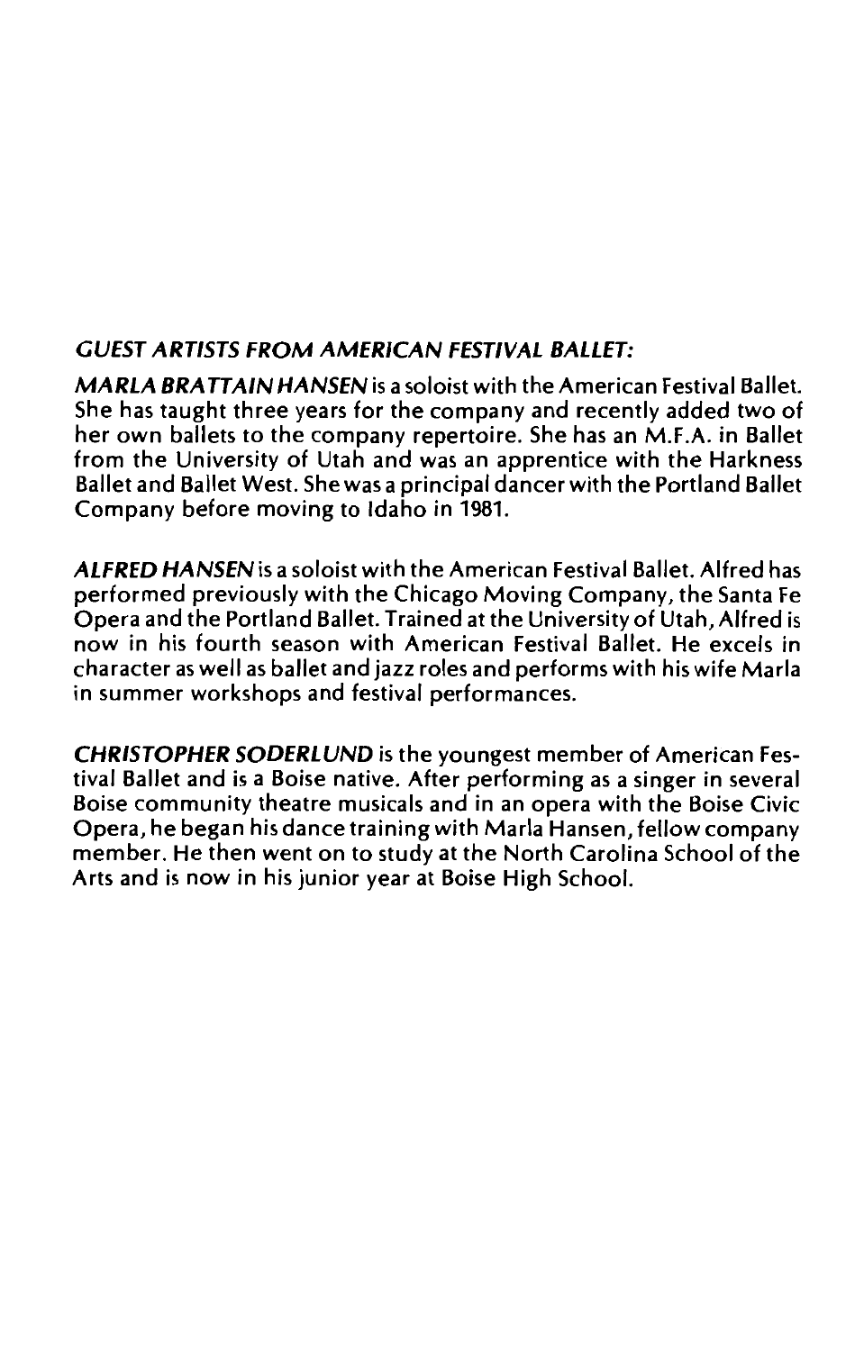## *GUEST ARTISTS FROM AMERICAN FESTIVAL BALLET:*

***MARLA BRATTAIN HANSEN*** is a soloist with the American Festival Ballet. She has taught three years for the company and recently added two of her own ballets to the company repertoire. She has an M.F.A. in Ballet from the University of Utah and was an apprentice with the Harkness Ballet and Ballet West. She was a principal dancer with the Portland Ballet Company before moving to Idaho in 1981.

***ALFRED HANSEN*** is a soloist with the American Festival Ballet. Alfred has performed previously with the Chicago Moving Company, the Santa Fe Opera and the Portland Ballet. Trained at the University of Utah, Alfred is now in his fourth season with American Festival Ballet. He excels in character as well as ballet and jazz roles and performs with his wife Marla in summer workshops and festival performances.

***CHRISTOPHER SODERLUND*** is the youngest member of American Festival Ballet and is a Boise native. After performing as a singer in several Boise community theatre musicals and in an opera with the Boise Civic Opera, he began his dance training with Marla Hansen, fellow company member. He then went on to study at the North Carolina School of the Arts and is now in his junior year at Boise High School.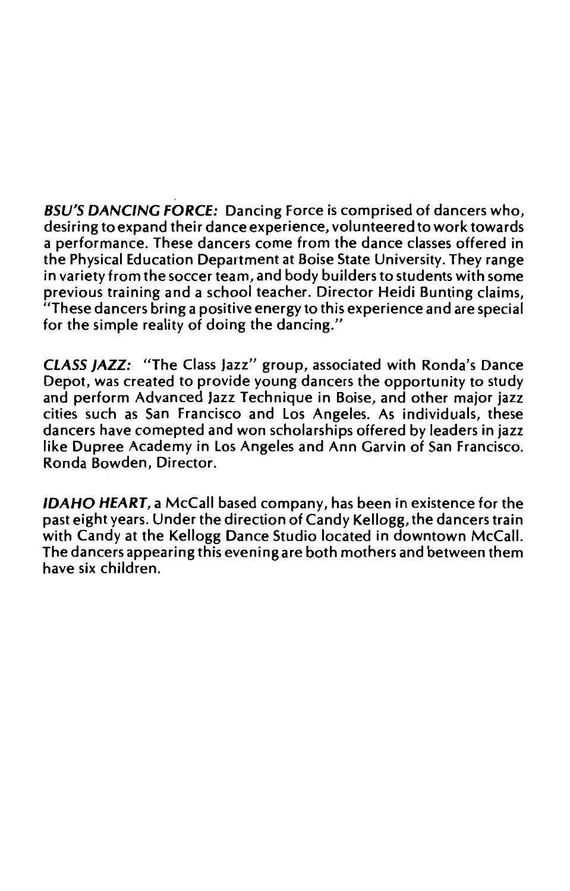***BSU'S DANCING FORCE:*** Dancing Force is comprised of dancers who, desiring to expand their dance experience, volunteered to work towards a performance. These dancers come from the dance classes offered in the Physical Education Department at Boise State University. They range in variety from the soccer team, and body builders to students with some previous training and a school teacher. Director Heidi Bunting claims, "These dancers bring a positive energy to this experience and are special for the simple reality of doing the dancing."

***CLASS JAZZ:*** "The Class Jazz" group, associated with Ronda's Dance Depot, was created to provide young dancers the opportunity to study and perform Advanced Jazz Technique in Boise, and other major jazz cities such as San Francisco and Los Angeles. As individuals, these dancers have comepted and won scholarships offered by leaders in jazz like Dupree Academy in Los Angeles and Ann Garvin of San Francisco. Ronda Bowden, Director.

***IDAHO HEART,*** a McCall based company, has been in existence for the past eight years. Under the direction of Candy Kellogg, the dancers train with Candy at the Kellogg Dance Studio located in downtown McCall. The dancers appearing this evening are both mothers and between them have six children.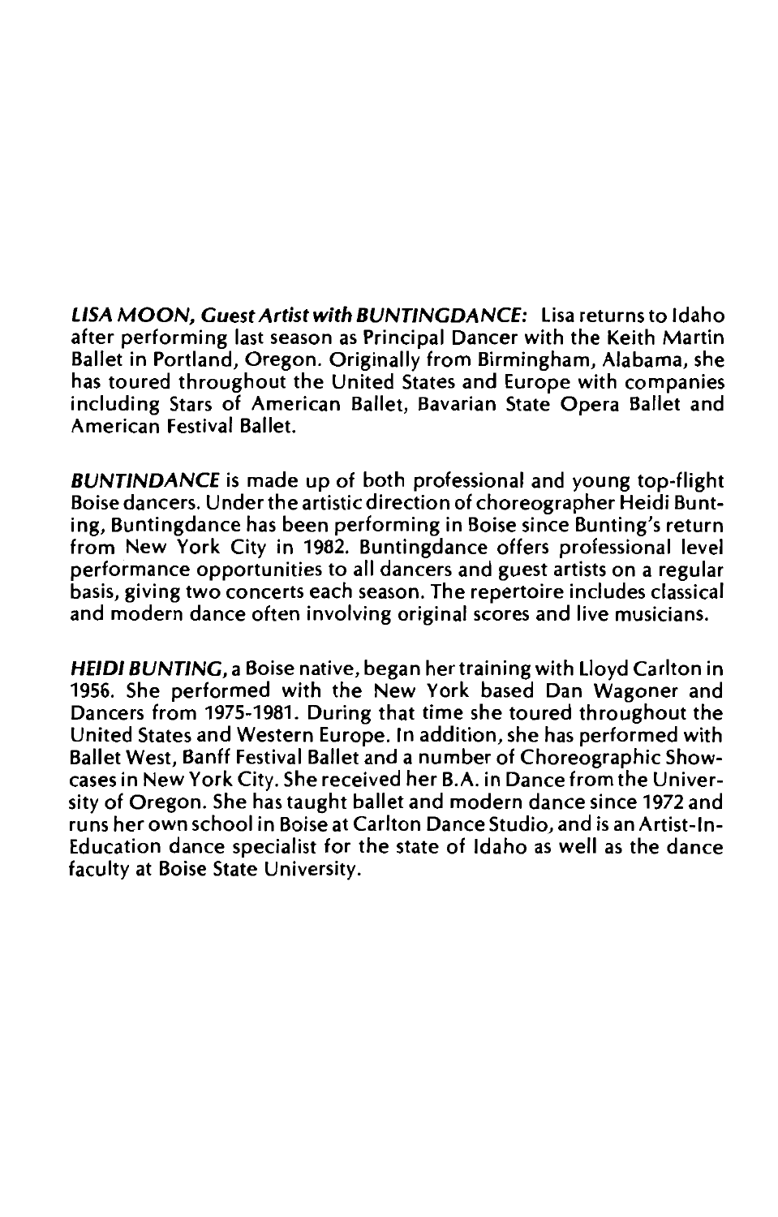***LISA MOON, Guest Artist with BUNTINGDANCE:*** Lisa returns to Idaho after performing last season as Principal Dancer with the Keith Martin Ballet in Portland, Oregon. Originally from Birmingham, Alabama, she has toured throughout the United States and Europe with companies including Stars of American Ballet, Bavarian State Opera Ballet and American Festival Ballet.

***BUNTINDANCE*** is made up of both professional and young top-flight Boise dancers. Under the artistic direction of choreographer Heidi Bunting, Buntingdance has been performing in Boise since Bunting's return from New York City in 1982. Buntingdance offers professional level performance opportunities to all dancers and guest artists on a regular basis, giving two concerts each season. The repertoire includes classical and modern dance often involving original scores and live musicians.

***HEIDI BUNTING,*** a Boise native, began her training with Lloyd Carlton in 1956. She performed with the New York based Dan Wagoner and Dancers from 1975-1981. During that time she toured throughout the United States and Western Europe. In addition, she has performed with Ballet West, Banff Festival Ballet and a number of Choreographic Showcases in New York City. She received her B.A. in Dance from the University of Oregon. She has taught ballet and modern dance since 1972 and runs her own school in Boise at Carlton Dance Studio, and is an Artist-In-Education dance specialist for the state of Idaho as well as the dance faculty at Boise State University.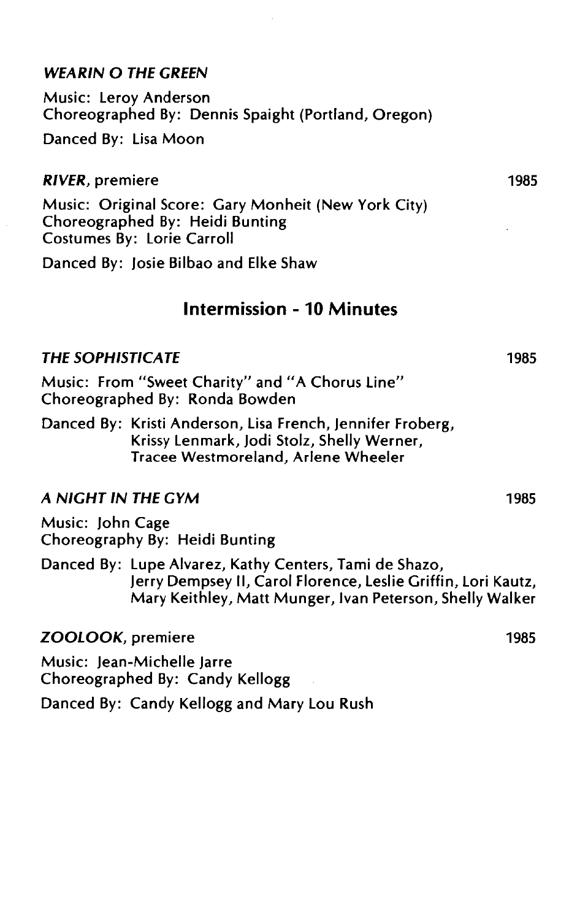### *WEARIN O THE GREEN*

Music: Leroy Anderson
Choreographed By: Dennis Spaight (Portland, Oregon)

Danced By: Lisa Moon

### ***RIVER***, premiere — 1985

Music: Original Score: Gary Monheit (New York City)
Choreographed By: Heidi Bunting
Costumes By: Lorie Carroll

Danced By: Josie Bilbao and Elke Shaw

## Intermission - 10 Minutes

### *THE SOPHISTICATE* — 1985

Music: From "Sweet Charity" and "A Chorus Line"
Choreographed By: Ronda Bowden

Danced By: Kristi Anderson, Lisa French, Jennifer Froberg, Krissy Lenmark, Jodi Stolz, Shelly Werner, Tracee Westmoreland, Arlene Wheeler

### *A NIGHT IN THE GYM* — 1985

Music: John Cage
Choreography By: Heidi Bunting

Danced By: Lupe Alvarez, Kathy Centers, Tami de Shazo, Jerry Dempsey II, Carol Florence, Leslie Griffin, Lori Kautz, Mary Keithley, Matt Munger, Ivan Peterson, Shelly Walker

### ***ZOOLOOK***, premiere — 1985

Music: Jean-Michelle Jarre
Choreographed By: Candy Kellogg

Danced By: Candy Kellogg and Mary Lou Rush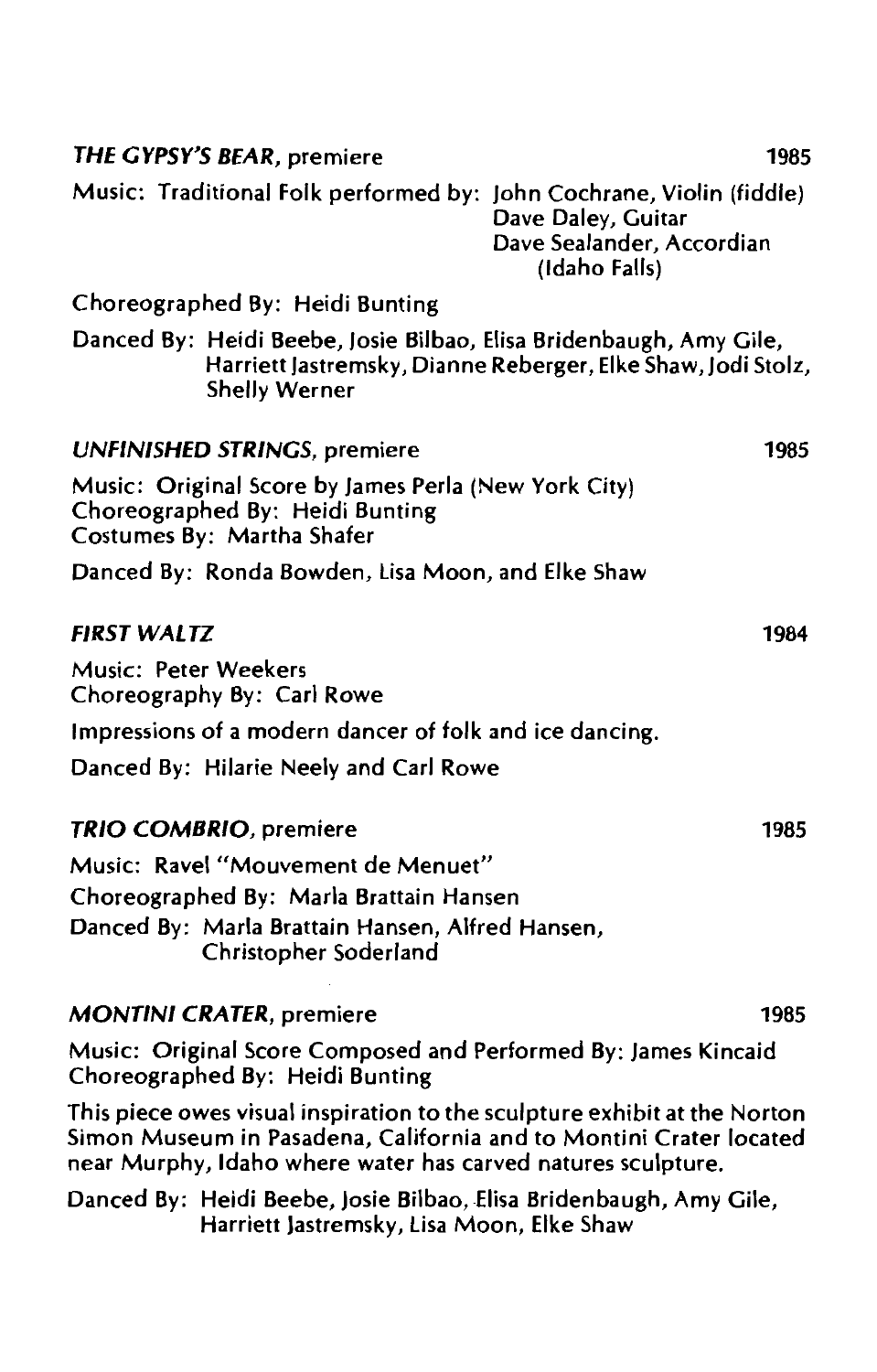***THE GYPSY'S BEAR***, premiere 1985

Music: Traditional Folk performed by: John Cochrane, Violin (fiddle)
Dave Daley, Guitar
Dave Sealander, Accordian
(Idaho Falls)

Choreographed By: Heidi Bunting

Danced By: Heidi Beebe, Josie Bilbao, Elisa Bridenbaugh, Amy Gile, Harriett Jastremsky, Dianne Reberger, Elke Shaw, Jodi Stolz, Shelly Werner

***UNFINISHED STRINGS***, premiere 1985

Music: Original Score by James Perla (New York City)
Choreographed By: Heidi Bunting
Costumes By: Martha Shafer

Danced By: Ronda Bowden, Lisa Moon, and Elke Shaw

***FIRST WALTZ*** 1984

Music: Peter Weekers
Choreography By: Carl Rowe

Impressions of a modern dancer of folk and ice dancing.

Danced By: Hilarie Neely and Carl Rowe

***TRIO COMBRIO***, premiere 1985

Music: Ravel "Mouvement de Menuet"

Choreographed By: Marla Brattain Hansen

Danced By: Marla Brattain Hansen, Alfred Hansen, Christopher Soderland

***MONTINI CRATER***, premiere 1985

Music: Original Score Composed and Performed By: James Kincaid
Choreographed By: Heidi Bunting

This piece owes visual inspiration to the sculpture exhibit at the Norton Simon Museum in Pasadena, California and to Montini Crater located near Murphy, Idaho where water has carved natures sculpture.

Danced By: Heidi Beebe, Josie Bilbao, Elisa Bridenbaugh, Amy Gile, Harriett Jastremsky, Lisa Moon, Elke Shaw